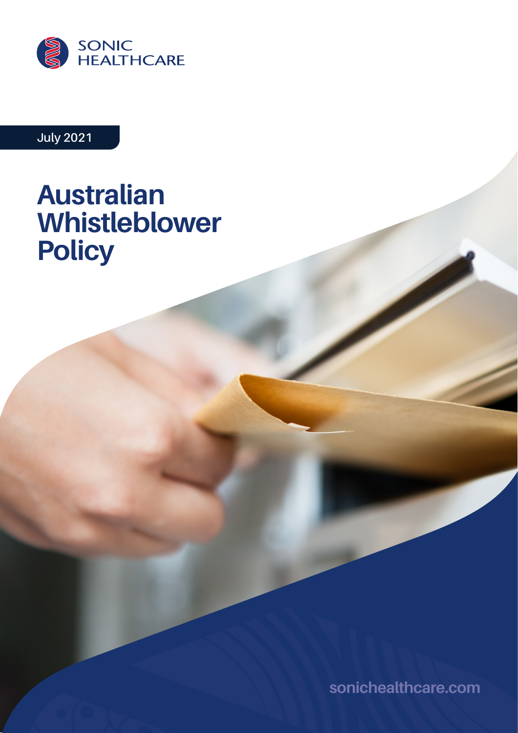SONIC HEALTHCARE

July 2021

# Australian Whistleblower Policy

sonichealthcare.com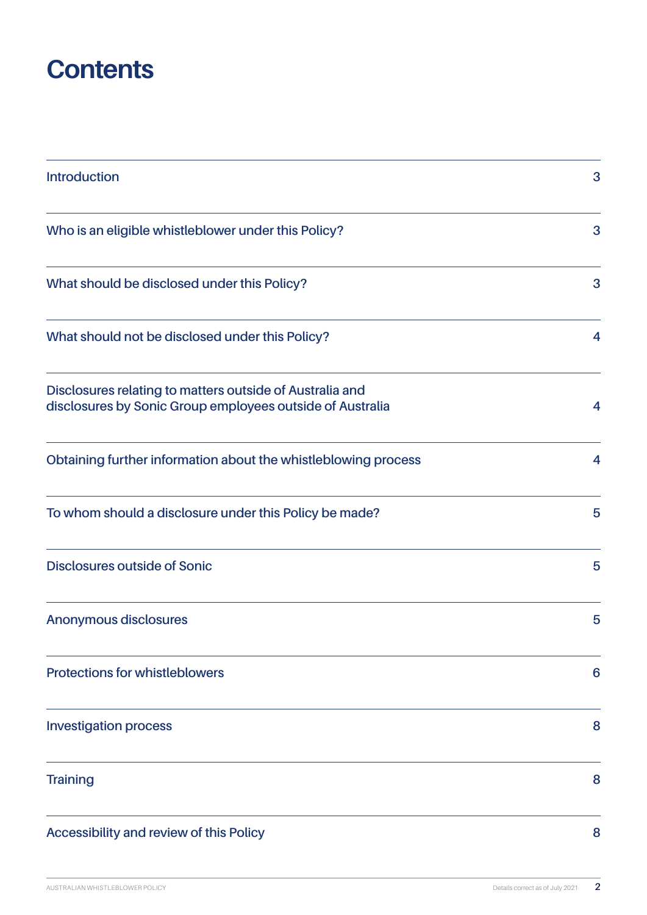# Contents

| | |
|---|---|
| Introduction | 3 |
| Who is an eligible whistleblower under this Policy? | 3 |
| What should be disclosed under this Policy? | 3 |
| What should not be disclosed under this Policy? | 4 |
| Disclosures relating to matters outside of Australia and disclosures by Sonic Group employees outside of Australia | 4 |
| Obtaining further information about the whistleblowing process | 4 |
| To whom should a disclosure under this Policy be made? | 5 |
| Disclosures outside of Sonic | 5 |
| Anonymous disclosures | 5 |
| Protections for whistleblowers | 6 |
| Investigation process | 8 |
| Training | 8 |
| Accessibility and review of this Policy | 8 |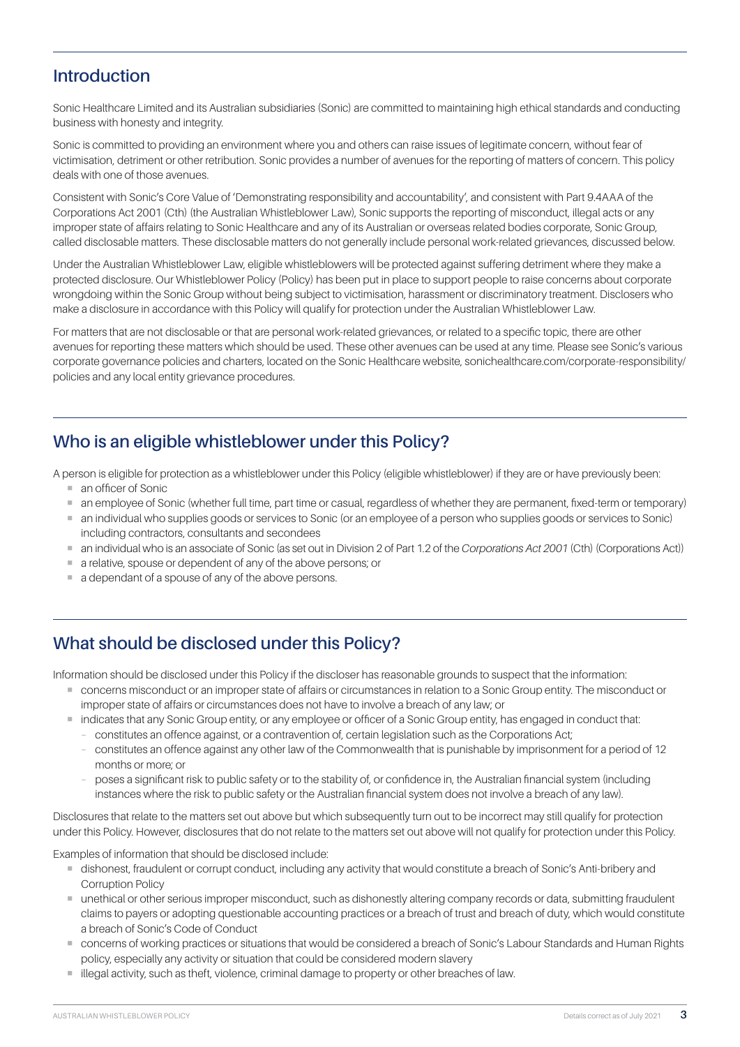## Introduction

Sonic Healthcare Limited and its Australian subsidiaries (Sonic) are committed to maintaining high ethical standards and conducting business with honesty and integrity.

Sonic is committed to providing an environment where you and others can raise issues of legitimate concern, without fear of victimisation, detriment or other retribution. Sonic provides a number of avenues for the reporting of matters of concern. This policy deals with one of those avenues.

Consistent with Sonic's Core Value of 'Demonstrating responsibility and accountability', and consistent with Part 9.4AAA of the Corporations Act 2001 (Cth) (the Australian Whistleblower Law), Sonic supports the reporting of misconduct, illegal acts or any improper state of affairs relating to Sonic Healthcare and any of its Australian or overseas related bodies corporate, Sonic Group, called disclosable matters. These disclosable matters do not generally include personal work-related grievances, discussed below.

Under the Australian Whistleblower Law, eligible whistleblowers will be protected against suffering detriment where they make a protected disclosure. Our Whistleblower Policy (Policy) has been put in place to support people to raise concerns about corporate wrongdoing within the Sonic Group without being subject to victimisation, harassment or discriminatory treatment. Disclosers who make a disclosure in accordance with this Policy will qualify for protection under the Australian Whistleblower Law.

For matters that are not disclosable or that are personal work-related grievances, or related to a specific topic, there are other avenues for reporting these matters which should be used. These other avenues can be used at any time. Please see Sonic's various corporate governance policies and charters, located on the Sonic Healthcare website, sonichealthcare.com/corporate-responsibility/policies and any local entity grievance procedures.

## Who is an eligible whistleblower under this Policy?

A person is eligible for protection as a whistleblower under this Policy (eligible whistleblower) if they are or have previously been:

- an officer of Sonic
- an employee of Sonic (whether full time, part time or casual, regardless of whether they are permanent, fixed-term or temporary)
- an individual who supplies goods or services to Sonic (or an employee of a person who supplies goods or services to Sonic) including contractors, consultants and secondees
- an individual who is an associate of Sonic (as set out in Division 2 of Part 1.2 of the *Corporations Act 2001* (Cth) (Corporations Act))
- a relative, spouse or dependent of any of the above persons; or
- a dependant of a spouse of any of the above persons.

## What should be disclosed under this Policy?

Information should be disclosed under this Policy if the discloser has reasonable grounds to suspect that the information:

- concerns misconduct or an improper state of affairs or circumstances in relation to a Sonic Group entity. The misconduct or improper state of affairs or circumstances does not have to involve a breach of any law; or
- indicates that any Sonic Group entity, or any employee or officer of a Sonic Group entity, has engaged in conduct that:
  - constitutes an offence against, or a contravention of, certain legislation such as the Corporations Act;
  - constitutes an offence against any other law of the Commonwealth that is punishable by imprisonment for a period of 12 months or more; or
  - poses a significant risk to public safety or to the stability of, or confidence in, the Australian financial system (including instances where the risk to public safety or the Australian financial system does not involve a breach of any law).

Disclosures that relate to the matters set out above but which subsequently turn out to be incorrect may still qualify for protection under this Policy. However, disclosures that do not relate to the matters set out above will not qualify for protection under this Policy.

Examples of information that should be disclosed include:

- dishonest, fraudulent or corrupt conduct, including any activity that would constitute a breach of Sonic's Anti-bribery and Corruption Policy
- unethical or other serious improper misconduct, such as dishonestly altering company records or data, submitting fraudulent claims to payers or adopting questionable accounting practices or a breach of trust and breach of duty, which would constitute a breach of Sonic's Code of Conduct
- concerns of working practices or situations that would be considered a breach of Sonic's Labour Standards and Human Rights policy, especially any activity or situation that could be considered modern slavery
- illegal activity, such as theft, violence, criminal damage to property or other breaches of law.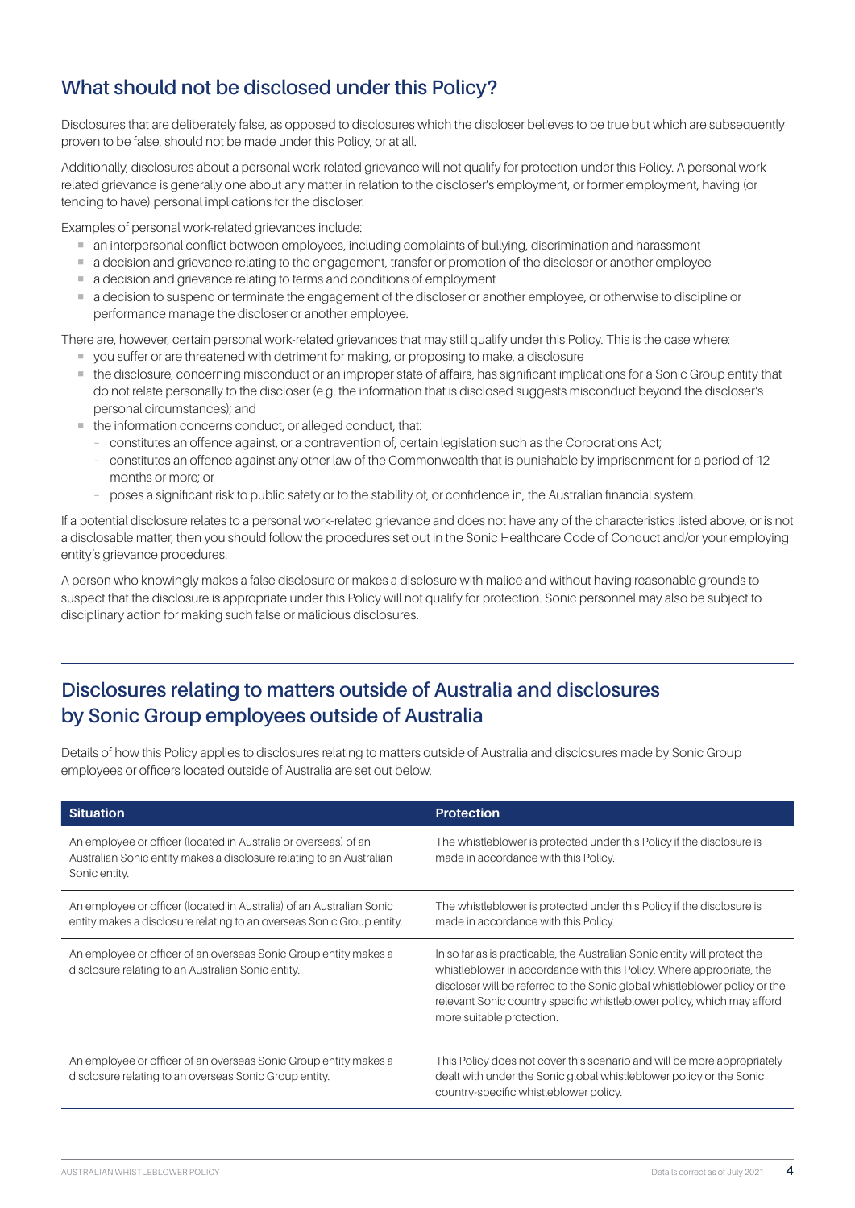## What should not be disclosed under this Policy?

Disclosures that are deliberately false, as opposed to disclosures which the discloser believes to be true but which are subsequently proven to be false, should not be made under this Policy, or at all.

Additionally, disclosures about a personal work-related grievance will not qualify for protection under this Policy. A personal work-related grievance is generally one about any matter in relation to the discloser's employment, or former employment, having (or tending to have) personal implications for the discloser.

Examples of personal work-related grievances include:

- an interpersonal conflict between employees, including complaints of bullying, discrimination and harassment
- a decision and grievance relating to the engagement, transfer or promotion of the discloser or another employee
- a decision and grievance relating to terms and conditions of employment
- a decision to suspend or terminate the engagement of the discloser or another employee, or otherwise to discipline or performance manage the discloser or another employee.

There are, however, certain personal work-related grievances that may still qualify under this Policy. This is the case where:

- you suffer or are threatened with detriment for making, or proposing to make, a disclosure
- the disclosure, concerning misconduct or an improper state of affairs, has significant implications for a Sonic Group entity that do not relate personally to the discloser (e.g. the information that is disclosed suggests misconduct beyond the discloser's personal circumstances); and
- the information concerns conduct, or alleged conduct, that:
  - constitutes an offence against, or a contravention of, certain legislation such as the Corporations Act;
  - constitutes an offence against any other law of the Commonwealth that is punishable by imprisonment for a period of 12 months or more; or
  - poses a significant risk to public safety or to the stability of, or confidence in, the Australian financial system.

If a potential disclosure relates to a personal work-related grievance and does not have any of the characteristics listed above, or is not a disclosable matter, then you should follow the procedures set out in the Sonic Healthcare Code of Conduct and/or your employing entity's grievance procedures.

A person who knowingly makes a false disclosure or makes a disclosure with malice and without having reasonable grounds to suspect that the disclosure is appropriate under this Policy will not qualify for protection. Sonic personnel may also be subject to disciplinary action for making such false or malicious disclosures.

## Disclosures relating to matters outside of Australia and disclosures by Sonic Group employees outside of Australia

Details of how this Policy applies to disclosures relating to matters outside of Australia and disclosures made by Sonic Group employees or officers located outside of Australia are set out below.

| Situation | Protection |
|---|---|
| An employee or officer (located in Australia or overseas) of an Australian Sonic entity makes a disclosure relating to an Australian Sonic entity. | The whistleblower is protected under this Policy if the disclosure is made in accordance with this Policy. |
| An employee or officer (located in Australia) of an Australian Sonic entity makes a disclosure relating to an overseas Sonic Group entity. | The whistleblower is protected under this Policy if the disclosure is made in accordance with this Policy. |
| An employee or officer of an overseas Sonic Group entity makes a disclosure relating to an Australian Sonic entity. | In so far as is practicable, the Australian Sonic entity will protect the whistleblower in accordance with this Policy. Where appropriate, the discloser will be referred to the Sonic global whistleblower policy or the relevant Sonic country specific whistleblower policy, which may afford more suitable protection. |
| An employee or officer of an overseas Sonic Group entity makes a disclosure relating to an overseas Sonic Group entity. | This Policy does not cover this scenario and will be more appropriately dealt with under the Sonic global whistleblower policy or the Sonic country-specific whistleblower policy. |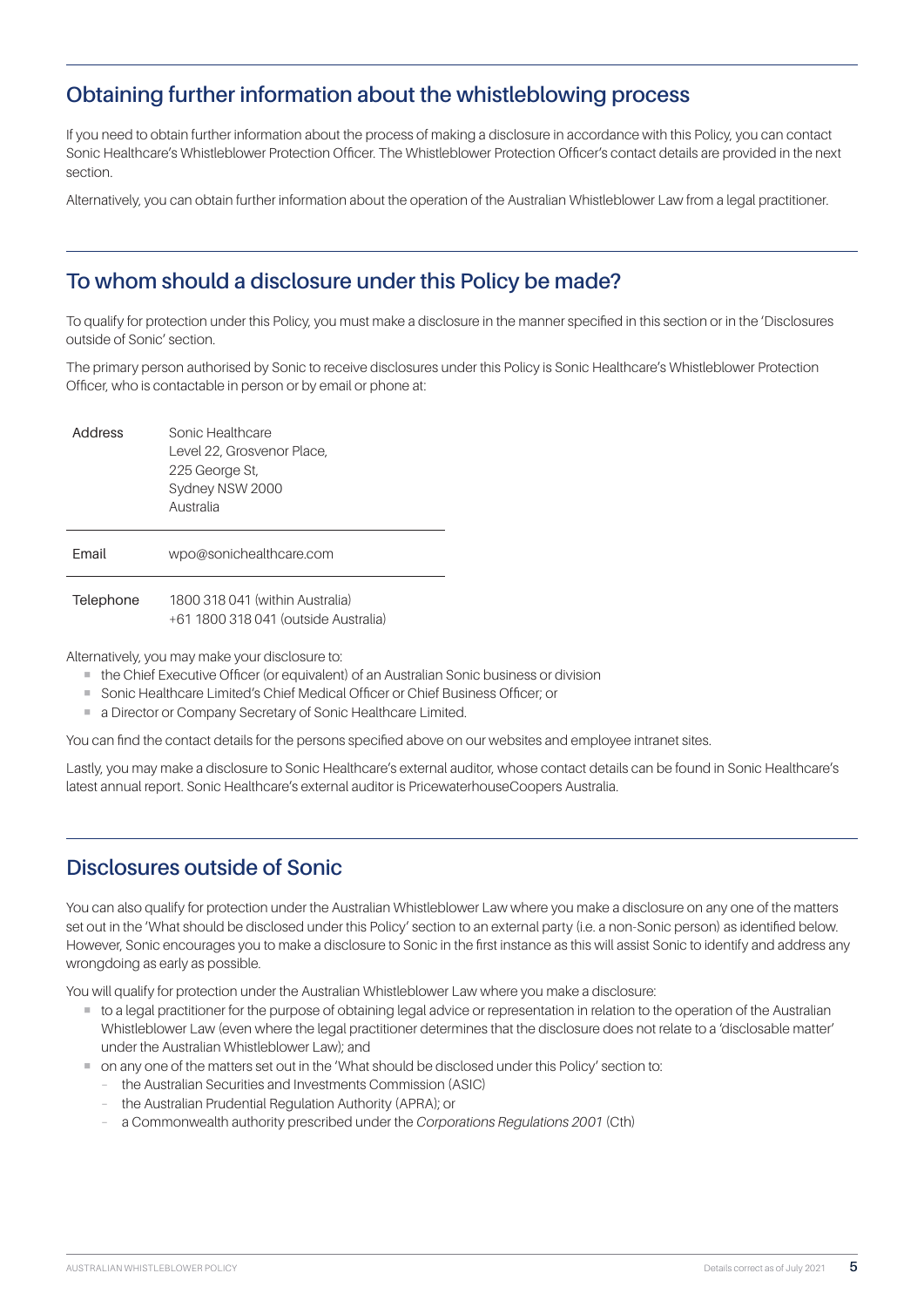## Obtaining further information about the whistleblowing process

If you need to obtain further information about the process of making a disclosure in accordance with this Policy, you can contact Sonic Healthcare's Whistleblower Protection Officer. The Whistleblower Protection Officer's contact details are provided in the next section.

Alternatively, you can obtain further information about the operation of the Australian Whistleblower Law from a legal practitioner.

## To whom should a disclosure under this Policy be made?

To qualify for protection under this Policy, you must make a disclosure in the manner specified in this section or in the 'Disclosures outside of Sonic' section.

The primary person authorised by Sonic to receive disclosures under this Policy is Sonic Healthcare's Whistleblower Protection Officer, who is contactable in person or by email or phone at:

| | |
|---|---|
| Address | Sonic Healthcare<br>Level 22, Grosvenor Place,<br>225 George St,<br>Sydney NSW 2000<br>Australia |
| Email | wpo@sonichealthcare.com |
| Telephone | 1800 318 041 (within Australia)<br>+61 1800 318 041 (outside Australia) |

Alternatively, you may make your disclosure to:

- the Chief Executive Officer (or equivalent) of an Australian Sonic business or division
- Sonic Healthcare Limited's Chief Medical Officer or Chief Business Officer; or
- a Director or Company Secretary of Sonic Healthcare Limited.

You can find the contact details for the persons specified above on our websites and employee intranet sites.

Lastly, you may make a disclosure to Sonic Healthcare's external auditor, whose contact details can be found in Sonic Healthcare's latest annual report. Sonic Healthcare's external auditor is PricewaterhouseCoopers Australia.

## Disclosures outside of Sonic

You can also qualify for protection under the Australian Whistleblower Law where you make a disclosure on any one of the matters set out in the 'What should be disclosed under this Policy' section to an external party (i.e. a non-Sonic person) as identified below. However, Sonic encourages you to make a disclosure to Sonic in the first instance as this will assist Sonic to identify and address any wrongdoing as early as possible.

You will qualify for protection under the Australian Whistleblower Law where you make a disclosure:

- to a legal practitioner for the purpose of obtaining legal advice or representation in relation to the operation of the Australian Whistleblower Law (even where the legal practitioner determines that the disclosure does not relate to a 'disclosable matter' under the Australian Whistleblower Law); and
- on any one of the matters set out in the 'What should be disclosed under this Policy' section to:
  - the Australian Securities and Investments Commission (ASIC)
  - the Australian Prudential Regulation Authority (APRA); or
  - a Commonwealth authority prescribed under the *Corporations Regulations 2001* (Cth)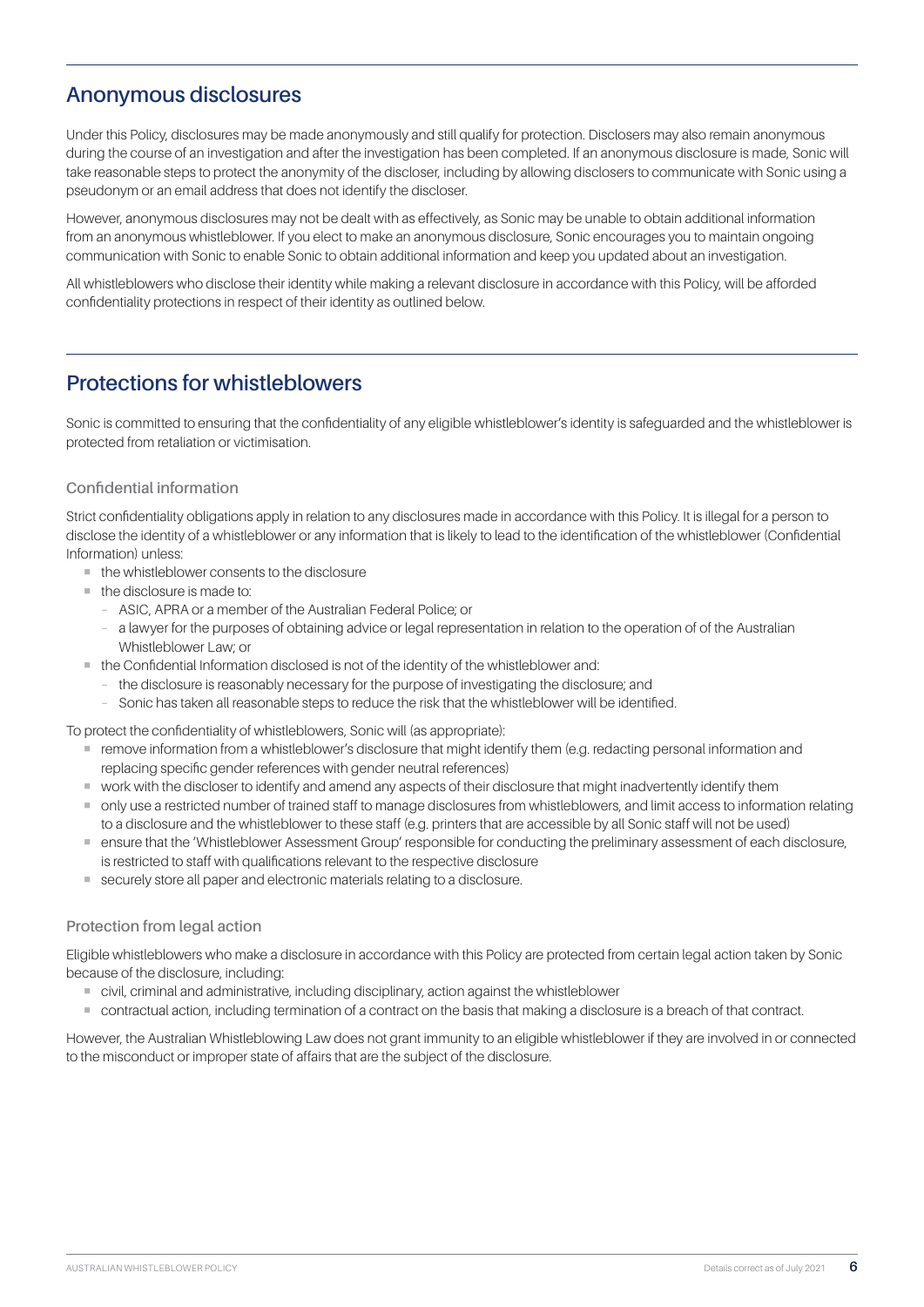## Anonymous disclosures

Under this Policy, disclosures may be made anonymously and still qualify for protection. Disclosers may also remain anonymous during the course of an investigation and after the investigation has been completed. If an anonymous disclosure is made, Sonic will take reasonable steps to protect the anonymity of the discloser, including by allowing disclosers to communicate with Sonic using a pseudonym or an email address that does not identify the discloser.

However, anonymous disclosures may not be dealt with as effectively, as Sonic may be unable to obtain additional information from an anonymous whistleblower. If you elect to make an anonymous disclosure, Sonic encourages you to maintain ongoing communication with Sonic to enable Sonic to obtain additional information and keep you updated about an investigation.

All whistleblowers who disclose their identity while making a relevant disclosure in accordance with this Policy, will be afforded confidentiality protections in respect of their identity as outlined below.

## Protections for whistleblowers

Sonic is committed to ensuring that the confidentiality of any eligible whistleblower's identity is safeguarded and the whistleblower is protected from retaliation or victimisation.

### Confidential information

Strict confidentiality obligations apply in relation to any disclosures made in accordance with this Policy. It is illegal for a person to disclose the identity of a whistleblower or any information that is likely to lead to the identification of the whistleblower (Confidential Information) unless:

- the whistleblower consents to the disclosure
- the disclosure is made to:
  - ASIC, APRA or a member of the Australian Federal Police; or
  - a lawyer for the purposes of obtaining advice or legal representation in relation to the operation of of the Australian Whistleblower Law; or
- the Confidential Information disclosed is not of the identity of the whistleblower and:
  - the disclosure is reasonably necessary for the purpose of investigating the disclosure; and
  - Sonic has taken all reasonable steps to reduce the risk that the whistleblower will be identified.

To protect the confidentiality of whistleblowers, Sonic will (as appropriate):

- remove information from a whistleblower's disclosure that might identify them (e.g. redacting personal information and replacing specific gender references with gender neutral references)
- work with the discloser to identify and amend any aspects of their disclosure that might inadvertently identify them
- only use a restricted number of trained staff to manage disclosures from whistleblowers, and limit access to information relating to a disclosure and the whistleblower to these staff (e.g. printers that are accessible by all Sonic staff will not be used)
- ensure that the 'Whistleblower Assessment Group' responsible for conducting the preliminary assessment of each disclosure, is restricted to staff with qualifications relevant to the respective disclosure
- securely store all paper and electronic materials relating to a disclosure.

### Protection from legal action

Eligible whistleblowers who make a disclosure in accordance with this Policy are protected from certain legal action taken by Sonic because of the disclosure, including:

- civil, criminal and administrative, including disciplinary, action against the whistleblower
- contractual action, including termination of a contract on the basis that making a disclosure is a breach of that contract.

However, the Australian Whistleblowing Law does not grant immunity to an eligible whistleblower if they are involved in or connected to the misconduct or improper state of affairs that are the subject of the disclosure.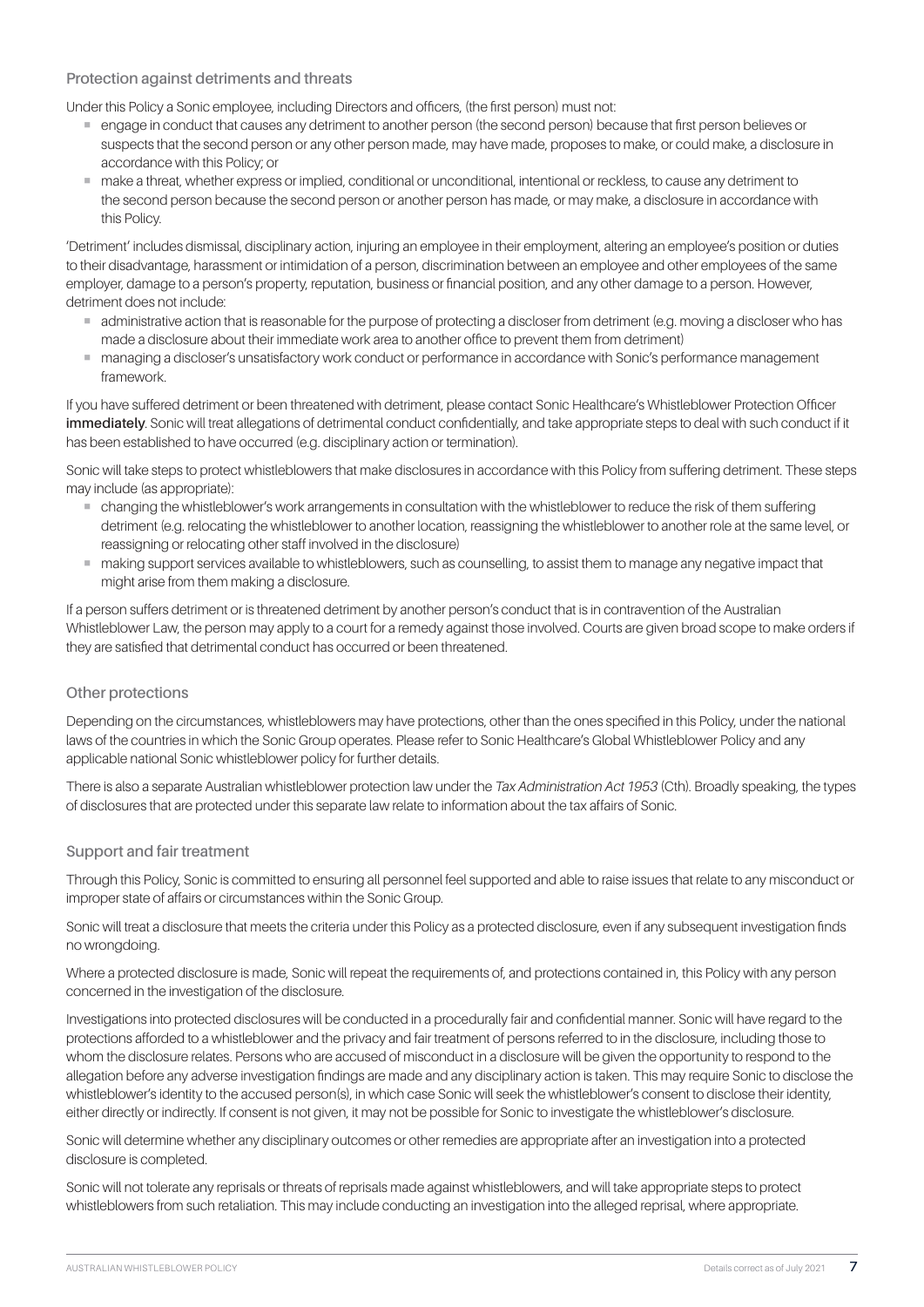### Protection against detriments and threats

Under this Policy a Sonic employee, including Directors and officers, (the first person) must not:

- engage in conduct that causes any detriment to another person (the second person) because that first person believes or suspects that the second person or any other person made, may have made, proposes to make, or could make, a disclosure in accordance with this Policy; or
- make a threat, whether express or implied, conditional or unconditional, intentional or reckless, to cause any detriment to the second person because the second person or another person has made, or may make, a disclosure in accordance with this Policy.

'Detriment' includes dismissal, disciplinary action, injuring an employee in their employment, altering an employee's position or duties to their disadvantage, harassment or intimidation of a person, discrimination between an employee and other employees of the same employer, damage to a person's property, reputation, business or financial position, and any other damage to a person. However, detriment does not include:

- administrative action that is reasonable for the purpose of protecting a discloser from detriment (e.g. moving a discloser who has made a disclosure about their immediate work area to another office to prevent them from detriment)
- managing a discloser's unsatisfactory work conduct or performance in accordance with Sonic's performance management framework.

If you have suffered detriment or been threatened with detriment, please contact Sonic Healthcare's Whistleblower Protection Officer **immediately**. Sonic will treat allegations of detrimental conduct confidentially, and take appropriate steps to deal with such conduct if it has been established to have occurred (e.g. disciplinary action or termination).

Sonic will take steps to protect whistleblowers that make disclosures in accordance with this Policy from suffering detriment. These steps may include (as appropriate):

- changing the whistleblower's work arrangements in consultation with the whistleblower to reduce the risk of them suffering detriment (e.g. relocating the whistleblower to another location, reassigning the whistleblower to another role at the same level, or reassigning or relocating other staff involved in the disclosure)
- making support services available to whistleblowers, such as counselling, to assist them to manage any negative impact that might arise from them making a disclosure.

If a person suffers detriment or is threatened detriment by another person's conduct that is in contravention of the Australian Whistleblower Law, the person may apply to a court for a remedy against those involved. Courts are given broad scope to make orders if they are satisfied that detrimental conduct has occurred or been threatened.

### Other protections

Depending on the circumstances, whistleblowers may have protections, other than the ones specified in this Policy, under the national laws of the countries in which the Sonic Group operates. Please refer to Sonic Healthcare's Global Whistleblower Policy and any applicable national Sonic whistleblower policy for further details.

There is also a separate Australian whistleblower protection law under the *Tax Administration Act 1953* (Cth). Broadly speaking, the types of disclosures that are protected under this separate law relate to information about the tax affairs of Sonic.

### Support and fair treatment

Through this Policy, Sonic is committed to ensuring all personnel feel supported and able to raise issues that relate to any misconduct or improper state of affairs or circumstances within the Sonic Group.

Sonic will treat a disclosure that meets the criteria under this Policy as a protected disclosure, even if any subsequent investigation finds no wrongdoing.

Where a protected disclosure is made, Sonic will repeat the requirements of, and protections contained in, this Policy with any person concerned in the investigation of the disclosure.

Investigations into protected disclosures will be conducted in a procedurally fair and confidential manner. Sonic will have regard to the protections afforded to a whistleblower and the privacy and fair treatment of persons referred to in the disclosure, including those to whom the disclosure relates. Persons who are accused of misconduct in a disclosure will be given the opportunity to respond to the allegation before any adverse investigation findings are made and any disciplinary action is taken. This may require Sonic to disclose the whistleblower's identity to the accused person(s), in which case Sonic will seek the whistleblower's consent to disclose their identity, either directly or indirectly. If consent is not given, it may not be possible for Sonic to investigate the whistleblower's disclosure.

Sonic will determine whether any disciplinary outcomes or other remedies are appropriate after an investigation into a protected disclosure is completed.

Sonic will not tolerate any reprisals or threats of reprisals made against whistleblowers, and will take appropriate steps to protect whistleblowers from such retaliation. This may include conducting an investigation into the alleged reprisal, where appropriate.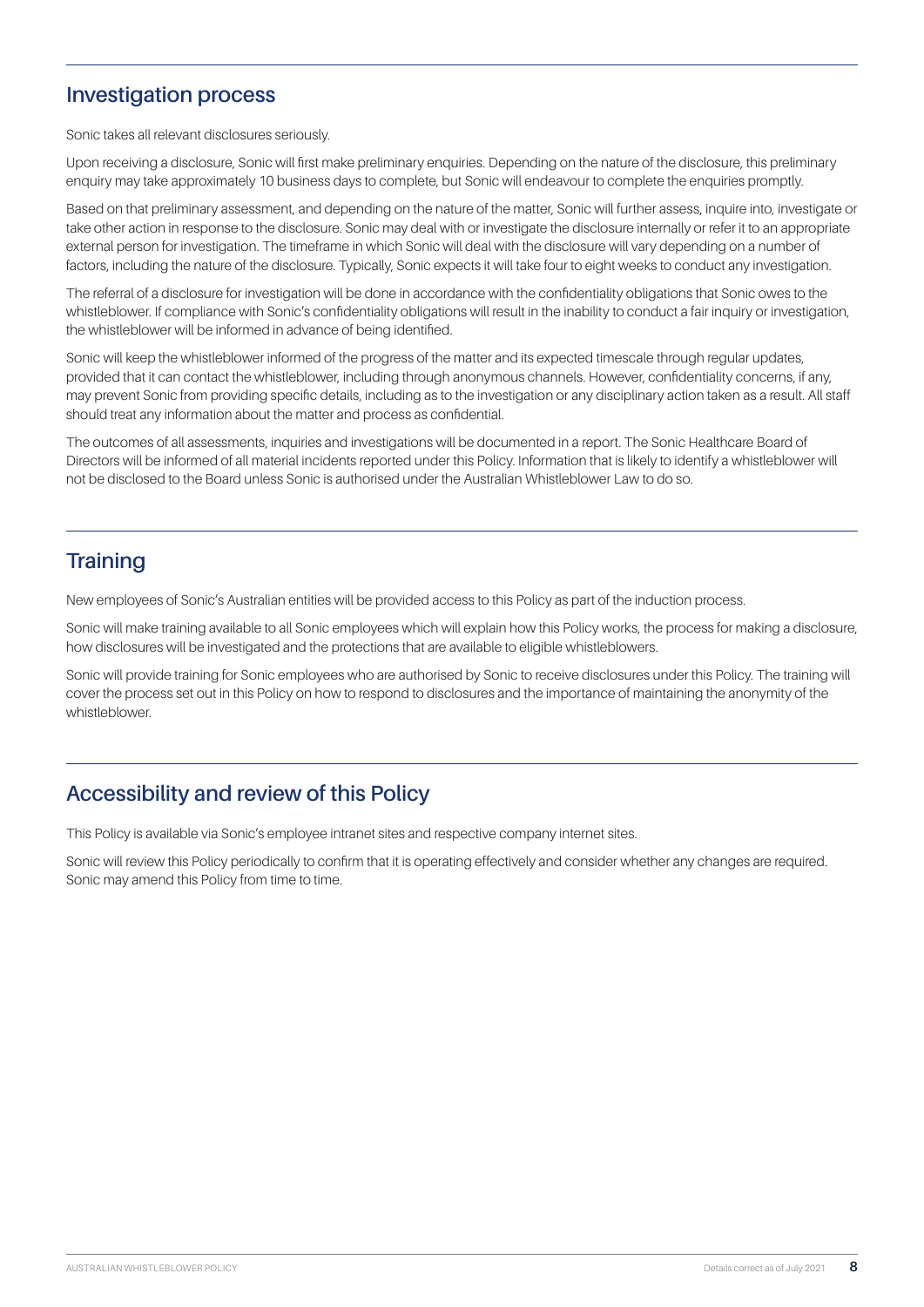## Investigation process

Sonic takes all relevant disclosures seriously.

Upon receiving a disclosure, Sonic will first make preliminary enquiries. Depending on the nature of the disclosure, this preliminary enquiry may take approximately 10 business days to complete, but Sonic will endeavour to complete the enquiries promptly.

Based on that preliminary assessment, and depending on the nature of the matter, Sonic will further assess, inquire into, investigate or take other action in response to the disclosure. Sonic may deal with or investigate the disclosure internally or refer it to an appropriate external person for investigation. The timeframe in which Sonic will deal with the disclosure will vary depending on a number of factors, including the nature of the disclosure. Typically, Sonic expects it will take four to eight weeks to conduct any investigation.

The referral of a disclosure for investigation will be done in accordance with the confidentiality obligations that Sonic owes to the whistleblower. If compliance with Sonic's confidentiality obligations will result in the inability to conduct a fair inquiry or investigation, the whistleblower will be informed in advance of being identified.

Sonic will keep the whistleblower informed of the progress of the matter and its expected timescale through regular updates, provided that it can contact the whistleblower, including through anonymous channels. However, confidentiality concerns, if any, may prevent Sonic from providing specific details, including as to the investigation or any disciplinary action taken as a result. All staff should treat any information about the matter and process as confidential.

The outcomes of all assessments, inquiries and investigations will be documented in a report. The Sonic Healthcare Board of Directors will be informed of all material incidents reported under this Policy. Information that is likely to identify a whistleblower will not be disclosed to the Board unless Sonic is authorised under the Australian Whistleblower Law to do so.

## Training

New employees of Sonic's Australian entities will be provided access to this Policy as part of the induction process.

Sonic will make training available to all Sonic employees which will explain how this Policy works, the process for making a disclosure, how disclosures will be investigated and the protections that are available to eligible whistleblowers.

Sonic will provide training for Sonic employees who are authorised by Sonic to receive disclosures under this Policy. The training will cover the process set out in this Policy on how to respond to disclosures and the importance of maintaining the anonymity of the whistleblower.

## Accessibility and review of this Policy

This Policy is available via Sonic's employee intranet sites and respective company internet sites.

Sonic will review this Policy periodically to confirm that it is operating effectively and consider whether any changes are required. Sonic may amend this Policy from time to time.